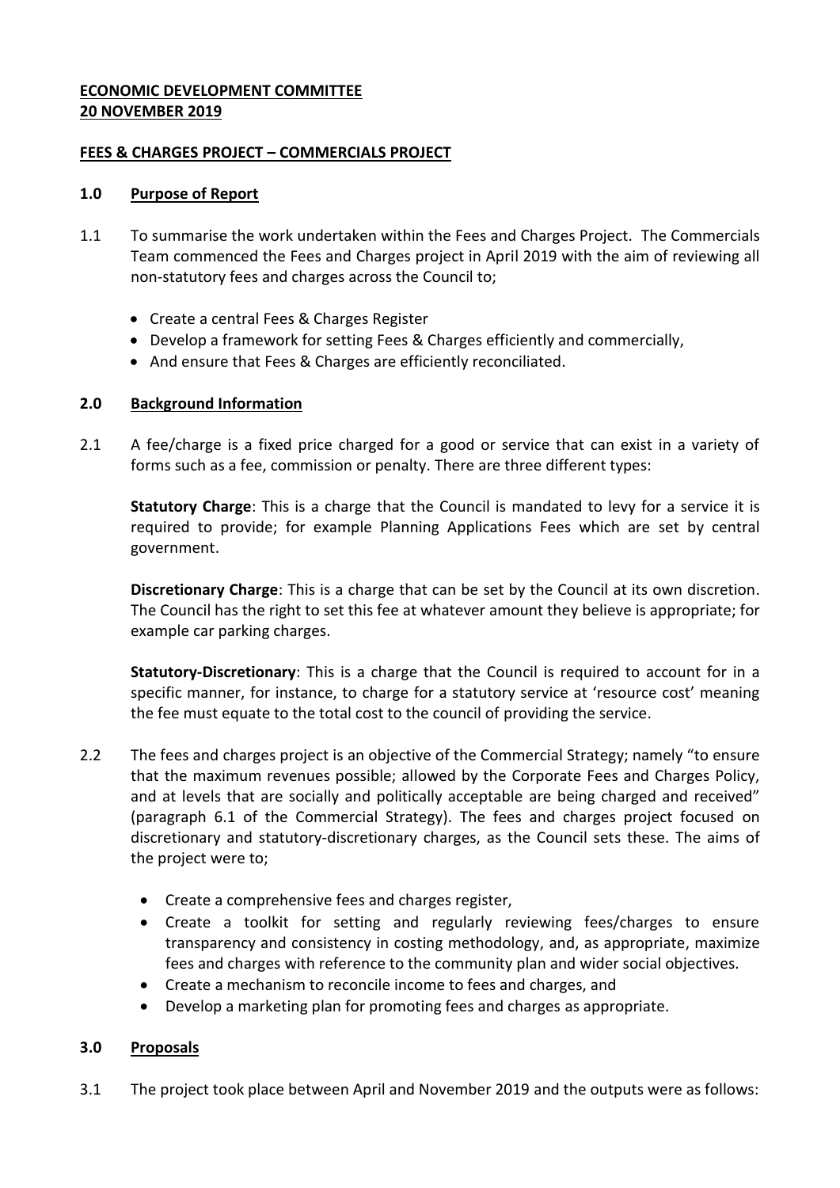**ECONOMIC DEVELOPMENT COMMITTEE**
**20 NOVEMBER 2019**

**FEES & CHARGES PROJECT – COMMERCIALS PROJECT**

## 1.0 Purpose of Report

1.1 To summarise the work undertaken within the Fees and Charges Project. The Commercials Team commenced the Fees and Charges project in April 2019 with the aim of reviewing all non-statutory fees and charges across the Council to;

- Create a central Fees & Charges Register
- Develop a framework for setting Fees & Charges efficiently and commercially,
- And ensure that Fees & Charges are efficiently reconciliated.

## 2.0 Background Information

2.1 A fee/charge is a fixed price charged for a good or service that can exist in a variety of forms such as a fee, commission or penalty. There are three different types:

**Statutory Charge**: This is a charge that the Council is mandated to levy for a service it is required to provide; for example Planning Applications Fees which are set by central government.

**Discretionary Charge**: This is a charge that can be set by the Council at its own discretion. The Council has the right to set this fee at whatever amount they believe is appropriate; for example car parking charges.

**Statutory-Discretionary**: This is a charge that the Council is required to account for in a specific manner, for instance, to charge for a statutory service at 'resource cost' meaning the fee must equate to the total cost to the council of providing the service.

2.2 The fees and charges project is an objective of the Commercial Strategy; namely "to ensure that the maximum revenues possible; allowed by the Corporate Fees and Charges Policy, and at levels that are socially and politically acceptable are being charged and received" (paragraph 6.1 of the Commercial Strategy). The fees and charges project focused on discretionary and statutory-discretionary charges, as the Council sets these. The aims of the project were to;

- Create a comprehensive fees and charges register,
- Create a toolkit for setting and regularly reviewing fees/charges to ensure transparency and consistency in costing methodology, and, as appropriate, maximize fees and charges with reference to the community plan and wider social objectives.
- Create a mechanism to reconcile income to fees and charges, and
- Develop a marketing plan for promoting fees and charges as appropriate.

## 3.0 Proposals

3.1 The project took place between April and November 2019 and the outputs were as follows: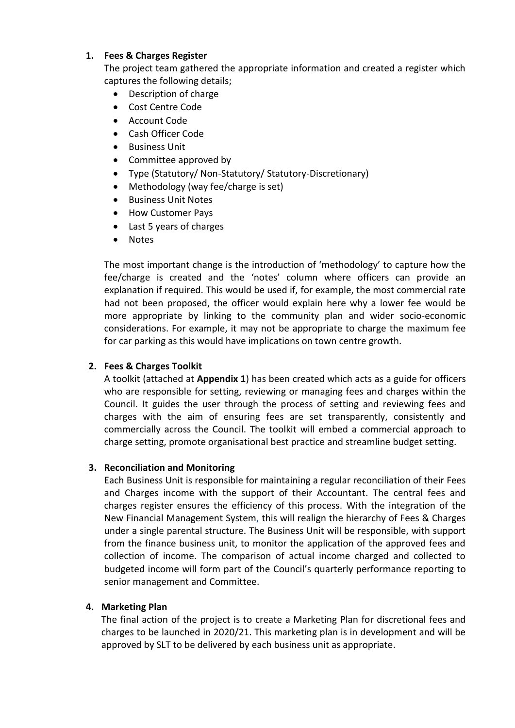1. **Fees & Charges Register**

   The project team gathered the appropriate information and created a register which captures the following details;

   - Description of charge
   - Cost Centre Code
   - Account Code
   - Cash Officer Code
   - Business Unit
   - Committee approved by
   - Type (Statutory/ Non-Statutory/ Statutory-Discretionary)
   - Methodology (way fee/charge is set)
   - Business Unit Notes
   - How Customer Pays
   - Last 5 years of charges
   - Notes

   The most important change is the introduction of 'methodology' to capture how the fee/charge is created and the 'notes' column where officers can provide an explanation if required. This would be used if, for example, the most commercial rate had not been proposed, the officer would explain here why a lower fee would be more appropriate by linking to the community plan and wider socio-economic considerations. For example, it may not be appropriate to charge the maximum fee for car parking as this would have implications on town centre growth.

2. **Fees & Charges Toolkit**

   A toolkit (attached at **Appendix 1**) has been created which acts as a guide for officers who are responsible for setting, reviewing or managing fees and charges within the Council. It guides the user through the process of setting and reviewing fees and charges with the aim of ensuring fees are set transparently, consistently and commercially across the Council. The toolkit will embed a commercial approach to charge setting, promote organisational best practice and streamline budget setting.

3. **Reconciliation and Monitoring**

   Each Business Unit is responsible for maintaining a regular reconciliation of their Fees and Charges income with the support of their Accountant. The central fees and charges register ensures the efficiency of this process. With the integration of the New Financial Management System, this will realign the hierarchy of Fees & Charges under a single parental structure. The Business Unit will be responsible, with support from the finance business unit, to monitor the application of the approved fees and collection of income. The comparison of actual income charged and collected to budgeted income will form part of the Council's quarterly performance reporting to senior management and Committee.

4. **Marketing Plan**

   The final action of the project is to create a Marketing Plan for discretional fees and charges to be launched in 2020/21. This marketing plan is in development and will be approved by SLT to be delivered by each business unit as appropriate.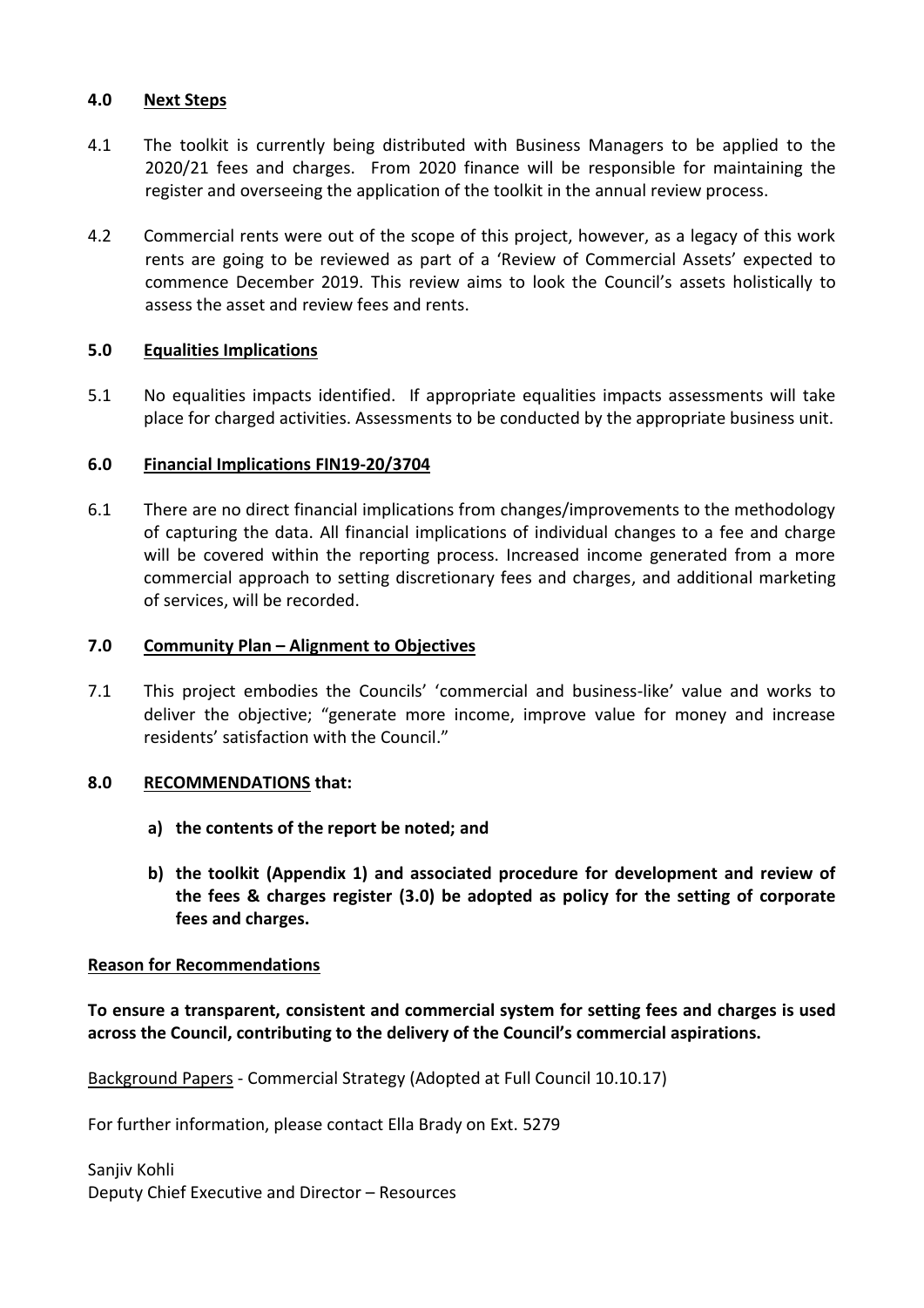## 4.0 Next Steps

4.1 The toolkit is currently being distributed with Business Managers to be applied to the 2020/21 fees and charges. From 2020 finance will be responsible for maintaining the register and overseeing the application of the toolkit in the annual review process.

4.2 Commercial rents were out of the scope of this project, however, as a legacy of this work rents are going to be reviewed as part of a 'Review of Commercial Assets' expected to commence December 2019. This review aims to look the Council's assets holistically to assess the asset and review fees and rents.

## 5.0 Equalities Implications

5.1 No equalities impacts identified. If appropriate equalities impacts assessments will take place for charged activities. Assessments to be conducted by the appropriate business unit.

## 6.0 Financial Implications FIN19-20/3704

6.1 There are no direct financial implications from changes/improvements to the methodology of capturing the data. All financial implications of individual changes to a fee and charge will be covered within the reporting process. Increased income generated from a more commercial approach to setting discretionary fees and charges, and additional marketing of services, will be recorded.

## 7.0 Community Plan – Alignment to Objectives

7.1 This project embodies the Councils' 'commercial and business-like' value and works to deliver the objective; "generate more income, improve value for money and increase residents' satisfaction with the Council."

## 8.0 RECOMMENDATIONS that:

**a) the contents of the report be noted; and**

**b) the toolkit (Appendix 1) and associated procedure for development and review of the fees & charges register (3.0) be adopted as policy for the setting of corporate fees and charges.**

**Reason for Recommendations**

**To ensure a transparent, consistent and commercial system for setting fees and charges is used across the Council, contributing to the delivery of the Council's commercial aspirations.**

Background Papers - Commercial Strategy (Adopted at Full Council 10.10.17)

For further information, please contact Ella Brady on Ext. 5279

Sanjiv Kohli
Deputy Chief Executive and Director – Resources